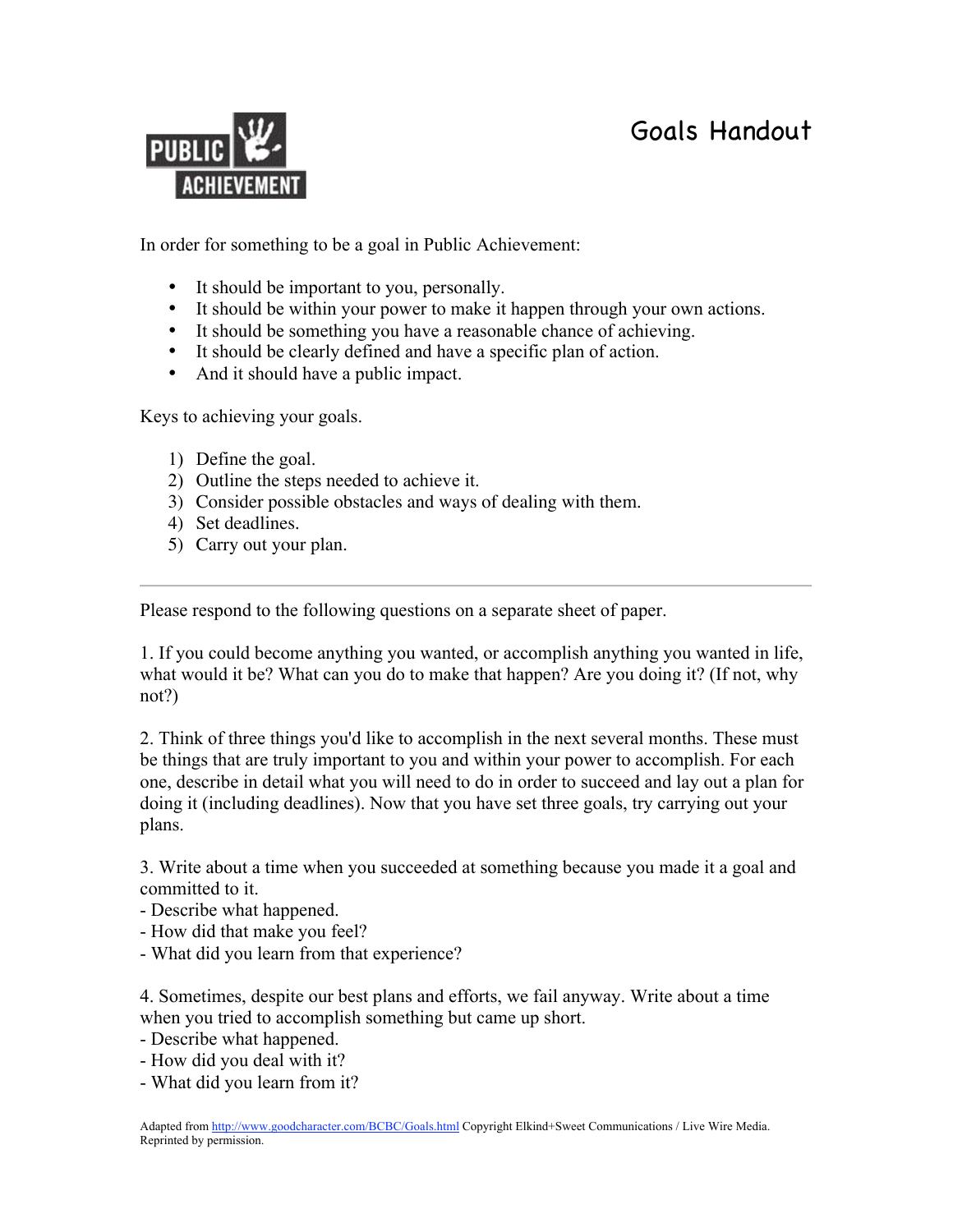# Goals Handout

PUBLIC ACHIEVEMENT

In order for something to be a goal in Public Achievement:

- It should be important to you, personally.
- It should be within your power to make it happen through your own actions.
- It should be something you have a reasonable chance of achieving.
- It should be clearly defined and have a specific plan of action.
- And it should have a public impact.

Keys to achieving your goals.

1) Define the goal.
2) Outline the steps needed to achieve it.
3) Consider possible obstacles and ways of dealing with them.
4) Set deadlines.
5) Carry out your plan.

---

Please respond to the following questions on a separate sheet of paper.

1. If you could become anything you wanted, or accomplish anything you wanted in life, what would it be? What can you do to make that happen? Are you doing it? (If not, why not?)

2. Think of three things you'd like to accomplish in the next several months. These must be things that are truly important to you and within your power to accomplish. For each one, describe in detail what you will need to do in order to succeed and lay out a plan for doing it (including deadlines). Now that you have set three goals, try carrying out your plans.

3. Write about a time when you succeeded at something because you made it a goal and committed to it.
- Describe what happened.
- How did that make you feel?
- What did you learn from that experience?

4. Sometimes, despite our best plans and efforts, we fail anyway. Write about a time when you tried to accomplish something but came up short.
- Describe what happened.
- How did you deal with it?
- What did you learn from it?

Adapted from http://www.goodcharacter.com/BCBC/Goals.html Copyright Elkind+Sweet Communications / Live Wire Media. Reprinted by permission.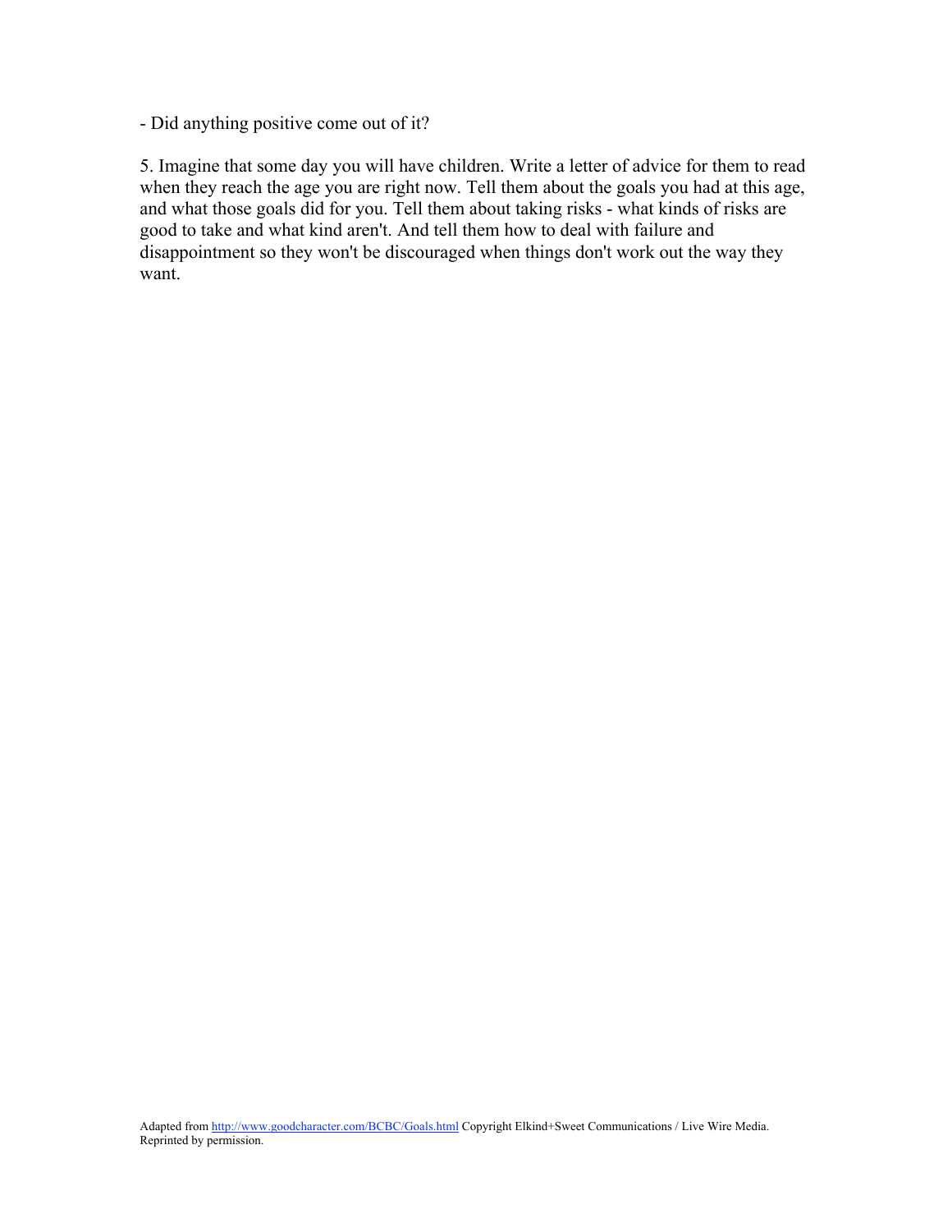- Did anything positive come out of it?

5. Imagine that some day you will have children. Write a letter of advice for them to read when they reach the age you are right now. Tell them about the goals you had at this age, and what those goals did for you. Tell them about taking risks - what kinds of risks are good to take and what kind aren't. And tell them how to deal with failure and disappointment so they won't be discouraged when things don't work out the way they want.

Adapted from http://www.goodcharacter.com/BCBC/Goals.html Copyright Elkind+Sweet Communications / Live Wire Media. Reprinted by permission.